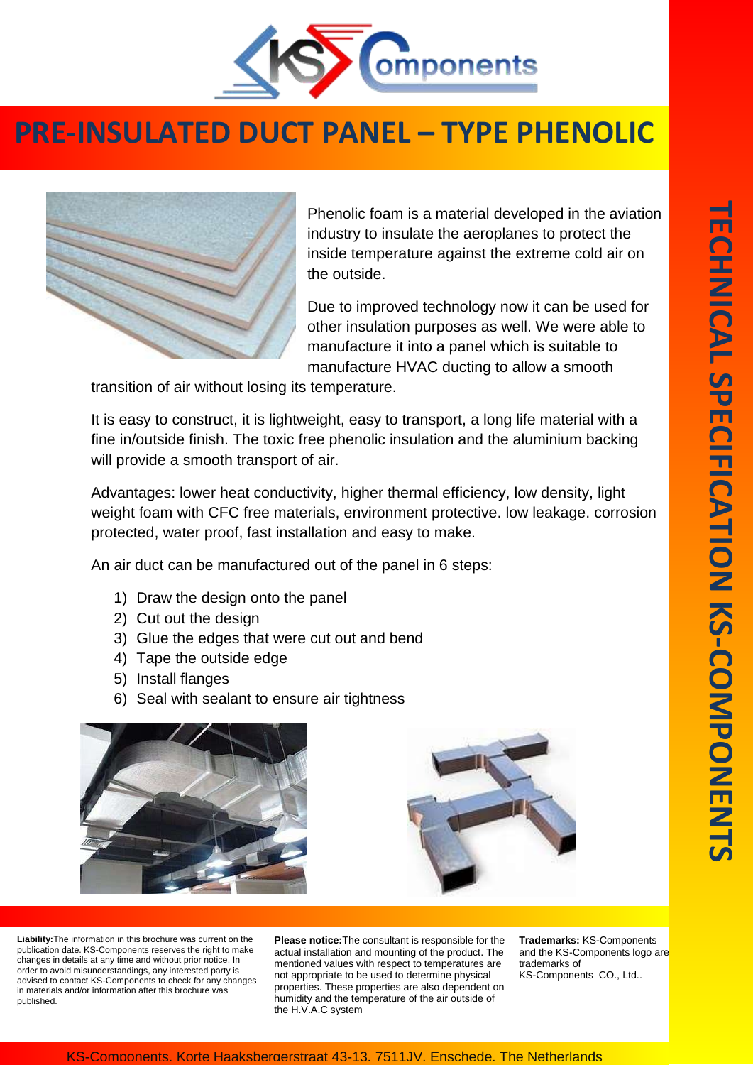# PRE-INSULATED DUCT PANEL – TYPE PHENOLIC

Phenolic foam is a material developed in the aviation industry to insulate the aeroplanes to protect the inside temperature against the extreme cold air on the outside.

Due to improved technology now it can be used for other insulation purposes as well. We were able to manufacture it into a panel which is suitable to manufacture HVAC ducting to allow a smooth transition of air without losing its temperature.

It is easy to construct, it is lightweight, easy to transport, a long life material with a fine in/outside finish. The toxic free phenolic insulation and the aluminium backing will provide a smooth transport of air.

Advantages: lower heat conductivity, higher thermal efficiency, low density, light weight foam with CFC free materials, environment protective. low leakage. corrosion protected, water proof, fast installation and easy to make.

An air duct can be manufactured out of the panel in 6 steps:

1) Draw the design onto the panel
2) Cut out the design
3) Glue the edges that were cut out and bend
4) Tape the outside edge
5) Install flanges
6) Seal with sealant to ensure air tightness

**Liability:** The information in this brochure was current on the publication date. KS-Components reserves the right to make changes in details at any time and without prior notice. In order to avoid misunderstandings, any interested party is advised to contact KS-Components to check for any changes in materials and/or information after this brochure was published.

**Please notice:** The consultant is responsible for the actual installation and mounting of the product. The mentioned values with respect to temperatures are not appropriate to be used to determine physical properties. These properties are also dependent on humidity and the temperature of the air outside of the H.V.A.C system

**Trademarks:** KS-Components and the KS-Components logo are trademarks of KS-Components CO., Ltd..

KS-Components, Korte Haaksbergerstraat 43-13, 7511JV, Enschede, The Netherlands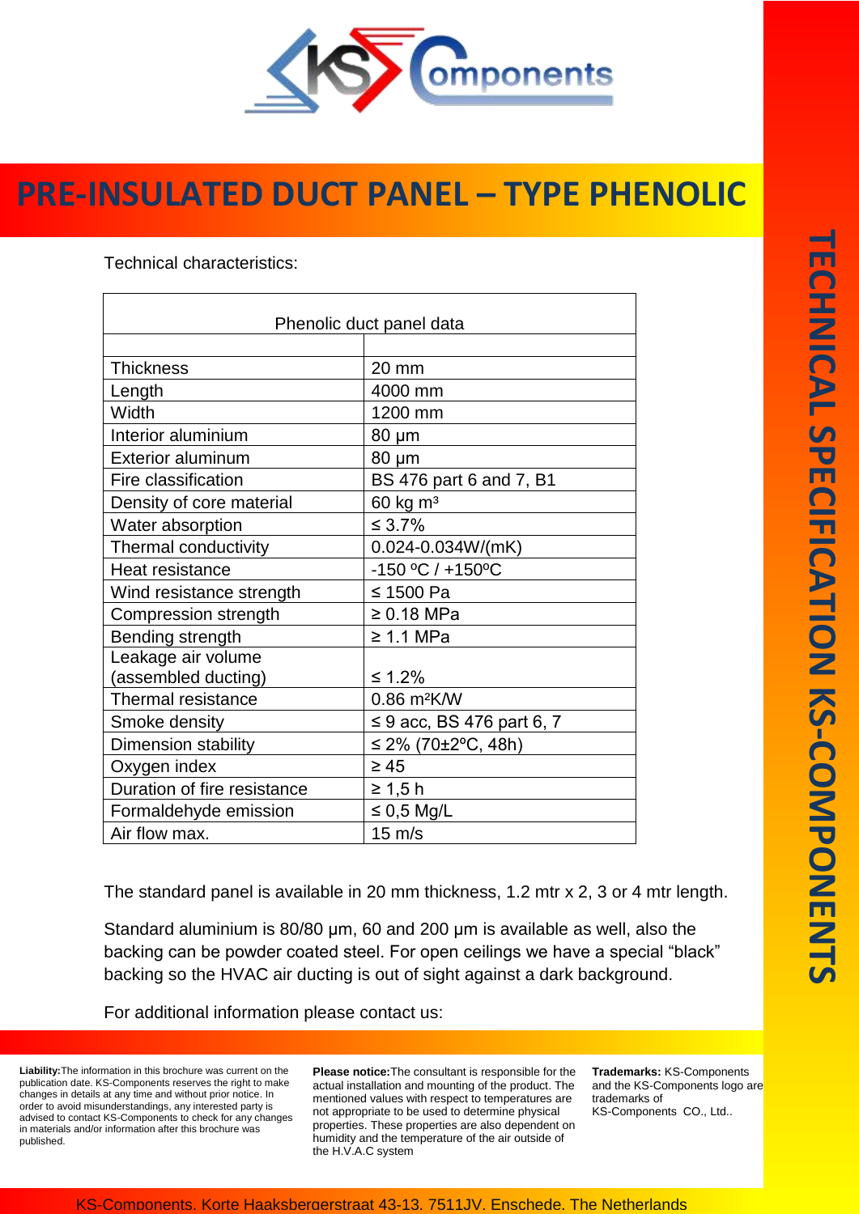# PRE-INSULATED DUCT PANEL – TYPE PHENOLIC

Technical characteristics:

| Phenolic duct panel data | |
|---|---|
| | |
| Thickness | 20 mm |
| Length | 4000 mm |
| Width | 1200 mm |
| Interior aluminium | 80 µm |
| Exterior aluminum | 80 µm |
| Fire classification | BS 476 part 6 and 7, B1 |
| Density of core material | 60 kg m³ |
| Water absorption | ≤ 3.7% |
| Thermal conductivity | 0.024-0.034W/(mK) |
| Heat resistance | -150 ºC / +150ºC |
| Wind resistance strength | ≤ 1500 Pa |
| Compression strength | ≥ 0.18 MPa |
| Bending strength | ≥ 1.1 MPa |
| Leakage air volume (assembled ducting) | ≤ 1.2% |
| Thermal resistance | 0.86 m²K/W |
| Smoke density | ≤ 9 acc, BS 476 part 6, 7 |
| Dimension stability | ≤ 2% (70±2ºC, 48h) |
| Oxygen index | ≥ 45 |
| Duration of fire resistance | ≥ 1,5 h |
| Formaldehyde emission | ≤ 0,5 Mg/L |
| Air flow max. | 15 m/s |

The standard panel is available in 20 mm thickness, 1.2 mtr x 2, 3 or 4 mtr length.

Standard aluminium is 80/80 µm, 60 and 200 µm is available as well, also the backing can be powder coated steel. For open ceilings we have a special "black" backing so the HVAC air ducting is out of sight against a dark background.

For additional information please contact us:

**Liability:** The information in this brochure was current on the publication date. KS-Components reserves the right to make changes in details at any time and without prior notice. In order to avoid misunderstandings, any interested party is advised to contact KS-Components to check for any changes in materials and/or information after this brochure was published.

**Please notice:** The consultant is responsible for the actual installation and mounting of the product. The mentioned values with respect to temperatures are not appropriate to be used to determine physical properties. These properties are also dependent on humidity and the temperature of the air outside of the H.V.A.C system

**Trademarks:** KS-Components and the KS-Components logo are trademarks of KS-Components CO., Ltd..

KS-Components, Korte Haaksbergerstraat 43-13, 7511JV, Enschede, The Netherlands